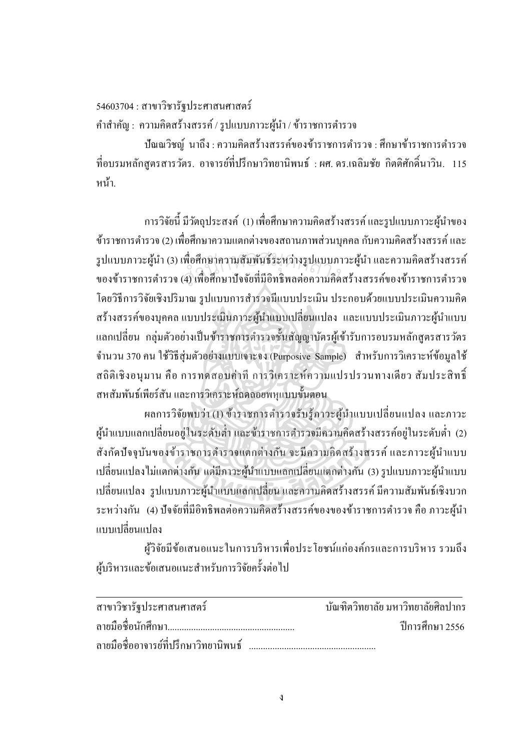54603704 : สาขาวิชารัฐประศาสนศาสตร์

คำสำคัญ : ความคิดสร้างสรรค์ / รูปแบบภาวะผู้นำ / ข้าราชการตำรวจ

ปัณณวิชญ์ นาถึง : ความคิดสร้างสรรค์ของข้าราชการตำรวจ : ศึกษาข้าราชการตำรวจที่อบรมหลักสูตรสารวัตร. อาจารย์ที่ปรึกษาวิทยานิพนธ์ : ผศ. ดร.เฉลิมชัย กิตติศักดิ์นาวิน. 115 หน้า.

การวิจัยนี้ มีวัตถุประสงค์ (1) เพื่อศึกษาความคิดสร้างสรรค์ และรูปแบบภาวะผู้นำของข้าราชการตำรวจ (2) เพื่อศึกษาความแตกต่างของสถานภาพส่วนบุคคล กับความคิดสร้างสรรค์ และรูปแบบภาวะผู้นำ (3) เพื่อศึกษาความสัมพันธ์ระหว่างรูปแบบภาวะผู้นำ และความคิดสร้างสรรค์ของข้าราชการตำรวจ (4) เพื่อศึกษาปัจจัยที่มีอิทธิพลต่อความคิดสร้างสรรค์ของข้าราชการตำรวจ โดยวิธีการวิจัยเชิงปริมาณ รูปแบบการสำรวจมีแบบประเมิน ประกอบด้วยแบบประเมินความคิดสร้างสรรค์ของบุคคล แบบประเมินภาวะผู้นำแบบเปลี่ยนแปลง และแบบประเมินภาวะผู้นำแบบแลกเปลี่ยน กลุ่มตัวอย่างเป็นข้าราชการตำรวจชั้นสัญญาบัตรผู้เข้ารับการอบรมหลักสูตรสารวัตร จำนวน 370 คน ใช้วิธีสุ่มตัวอย่างแบบเจาะจง (Purposive Sample) สำหรับการวิเคราะห์ข้อมูลใช้สถิติเชิงอนุมาน คือ การทดสอบค่าที การวิเคราะห์ความแปรปรวนทางเดียว สัมประสิทธิ์สหสัมพันธ์เพียร์สัน และการวิเคราะห์ถดถอยพหุแบบขั้นตอน

ผลการวิจัยพบว่า (1) ข้าราชการตำรวจรับรู้ภาวะผู้นำแบบเปลี่ยนแปลง และภาวะผู้นำแบบแลกเปลี่ยนอยู่ในระดับต่ำ และข้าราชการตำรวจมีความคิดสร้างสรรค์อยู่ในระดับต่ำ (2) สังกัดปัจจุบันของข้าราชการตำรวจแตกต่างกัน จะมีความคิดสร้างสรรค์ และภาวะผู้นำแบบเปลี่ยนแปลงไม่แตกต่างกัน แต่มีภาวะผู้นำแบบแลกเปลี่ยนแตกต่างกัน (3) รูปแบบภาวะผู้นำแบบเปลี่ยนแปลง รูปแบบภาวะผู้นำแบบแลกเปลี่ยน และความคิดสร้างสรรค์ มีความสัมพันธ์เชิงบวกระหว่างกัน (4) ปัจจัยที่มีอิทธิพลต่อความคิดสร้างสรรค์ของของข้าราชการตำรวจ คือ ภาวะผู้นำแบบเปลี่ยนแปลง

ผู้วิจัยมีข้อเสนอแนะในการบริหารเพื่อประโยชน์แก่องค์กรและการบริหาร รวมถึงผู้บริหารและข้อเสนอแนะสำหรับการวิจัยครั้งต่อไป

---

สาขาวิชารัฐประศาสนศาสตร์ บัณฑิตวิทยาลัย มหาวิทยาลัยศิลปากร

ลายมือชื่อนักศึกษา........................................................ ปีการศึกษา 2556

ลายมือชื่ออาจารย์ที่ปรึกษาวิทยานิพนธ์ ........................................................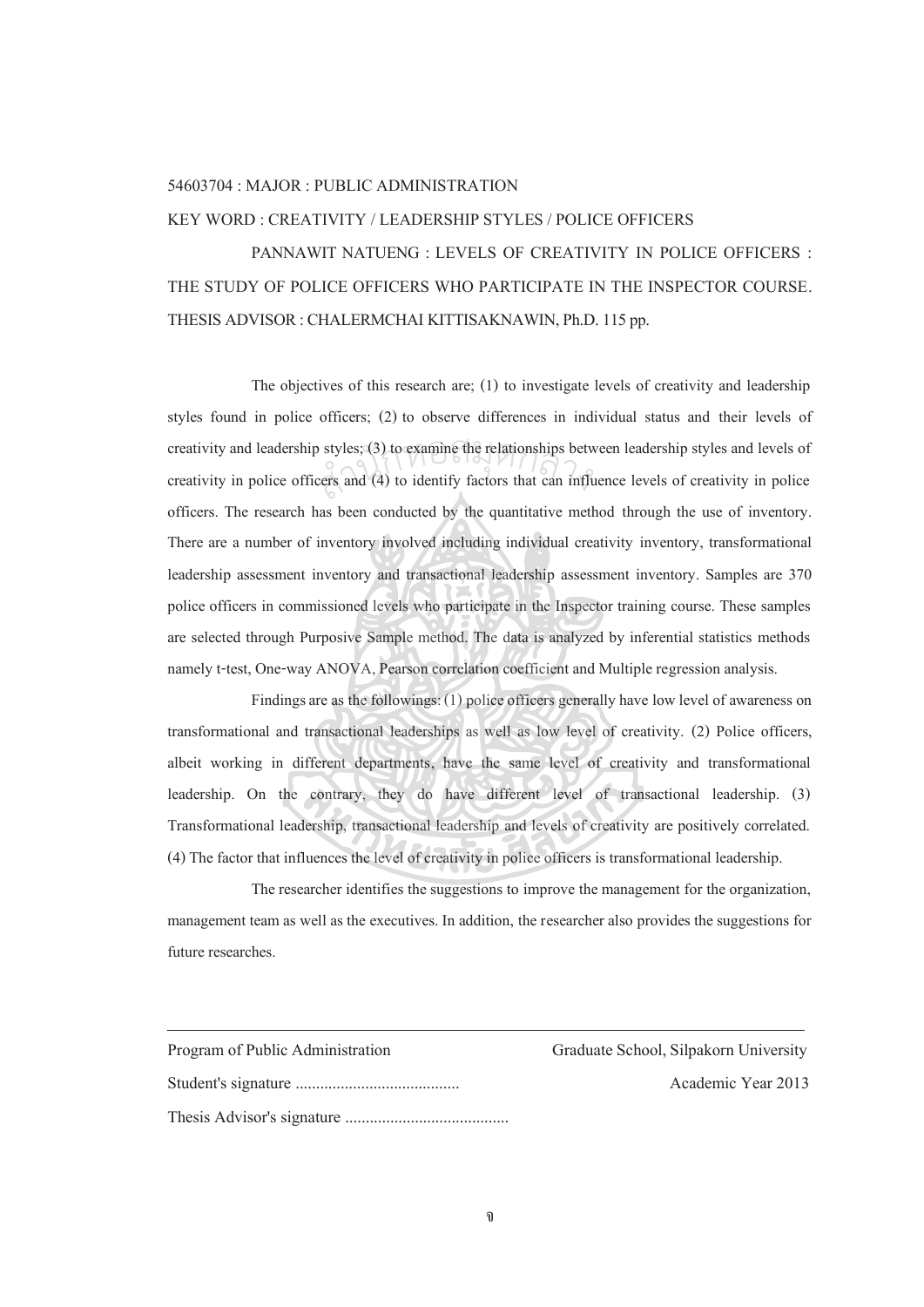54603704 : MAJOR : PUBLIC ADMINISTRATION

KEY WORD : CREATIVITY / LEADERSHIP STYLES / POLICE OFFICERS

PANNAWIT NATUENG : LEVELS OF CREATIVITY IN POLICE OFFICERS : THE STUDY OF POLICE OFFICERS WHO PARTICIPATE IN THE INSPECTOR COURSE. THESIS ADVISOR : CHALERMCHAI KITTISAKNAWIN, Ph.D. 115 pp.

The objectives of this research are; (1) to investigate levels of creativity and leadership styles found in police officers; (2) to observe differences in individual status and their levels of creativity and leadership styles; (3) to examine the relationships between leadership styles and levels of creativity in police officers and (4) to identify factors that can influence levels of creativity in police officers. The research has been conducted by the quantitative method through the use of inventory. There are a number of inventory involved including individual creativity inventory, transformational leadership assessment inventory and transactional leadership assessment inventory. Samples are 370 police officers in commissioned levels who participate in the Inspector training course. These samples are selected through Purposive Sample method. The data is analyzed by inferential statistics methods namely t-test, One-way ANOVA, Pearson correlation coefficient and Multiple regression analysis.

Findings are as the followings: (1) police officers generally have low level of awareness on transformational and transactional leaderships as well as low level of creativity. (2) Police officers, albeit working in different departments, have the same level of creativity and transformational leadership. On the contrary, they do have different level of transactional leadership. (3) Transformational leadership, transactional leadership and levels of creativity are positively correlated. (4) The factor that influences the level of creativity in police officers is transformational leadership.

The researcher identifies the suggestions to improve the management for the organization, management team as well as the executives. In addition, the researcher also provides the suggestions for future researches.

---

Program of Public Administration    Graduate School, Silpakorn University

Student's signature ........................................    Academic Year 2013

Thesis Advisor's signature ........................................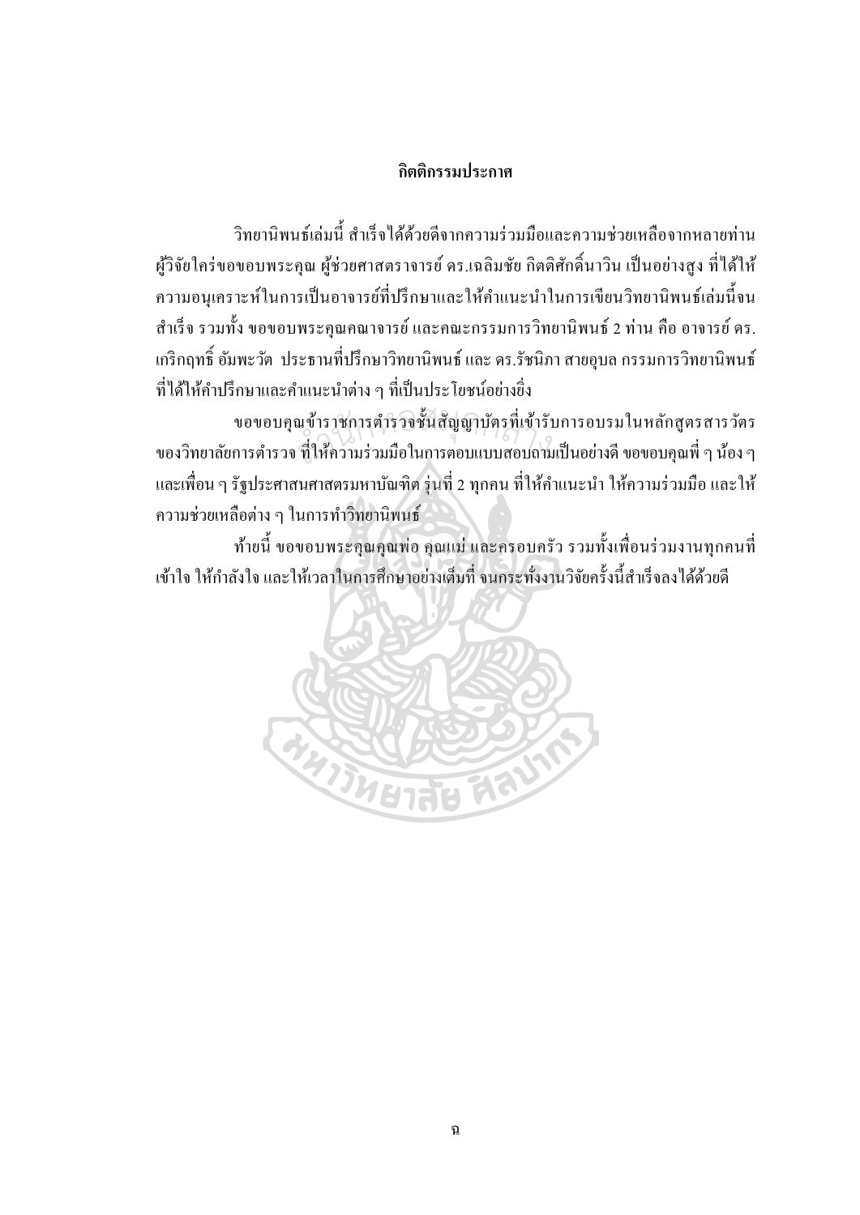# กิตติกรรมประกาศ

วิทยานิพนธ์เล่มนี้ สำเร็จได้ด้วยดีจากความร่วมมือและความช่วยเหลือจากหลายท่าน ผู้วิจัยใคร่ขอขอบพระคุณ ผู้ช่วยศาสตราจารย์ ดร.เฉลิมชัย กิตติศักดิ์นาวิน เป็นอย่างสูง ที่ได้ให้ความอนุเคราะห์ในการเป็นอาจารย์ที่ปรึกษาและให้คำแนะนำในการเขียนวิทยานิพนธ์เล่มนี้จนสำเร็จ รวมทั้ง ขอขอบพระคุณคณาจารย์ และคณะกรรมการวิทยานิพนธ์ 2 ท่าน คือ อาจารย์ ดร.เกริกฤทธิ์ อัมพะวัต ประธานที่ปรึกษาวิทยานิพนธ์ และ ดร.รัชนิภา สายอุบล กรรมการวิทยานิพนธ์ ที่ได้ให้คำปรึกษาและคำแนะนำต่าง ๆ ที่เป็นประโยชน์อย่างยิ่ง

ขอขอบคุณข้าราชการตำรวจชั้นสัญญาบัตรที่เข้ารับการอบรมในหลักสูตรสารวัตร ของวิทยาลัยการตำรวจ ที่ให้ความร่วมมือในการตอบแบบสอบถามเป็นอย่างดี ขอขอบคุณพี่ ๆ น้อง ๆ และเพื่อน ๆ รัฐประศาสนศาสตรมหาบัณฑิต รุ่นที่ 2 ทุกคน ที่ให้คำแนะนำ ให้ความร่วมมือ และให้ความช่วยเหลือต่าง ๆ ในการทำวิทยานิพนธ์

ท้ายนี้ ขอขอบพระคุณคุณพ่อ คุณแม่ และครอบครัว รวมทั้งเพื่อนร่วมงานทุกคนที่เข้าใจ ให้กำลังใจ และให้เวลาในการศึกษาอย่างเต็มที่ จนกระทั่งงานวิจัยครั้งนี้สำเร็จลงได้ด้วยดี